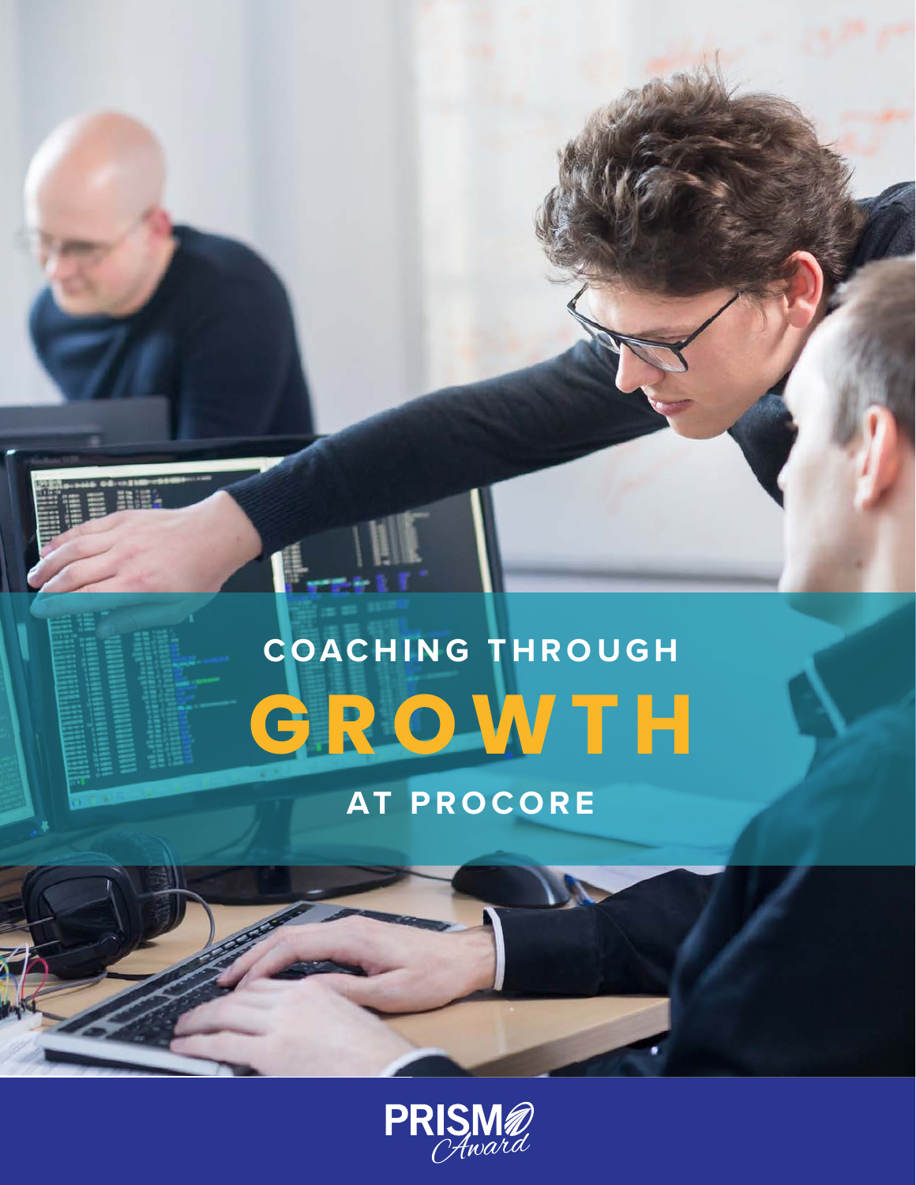# COACHING THROUGH GROWTH AT PROCORE

PRISM Award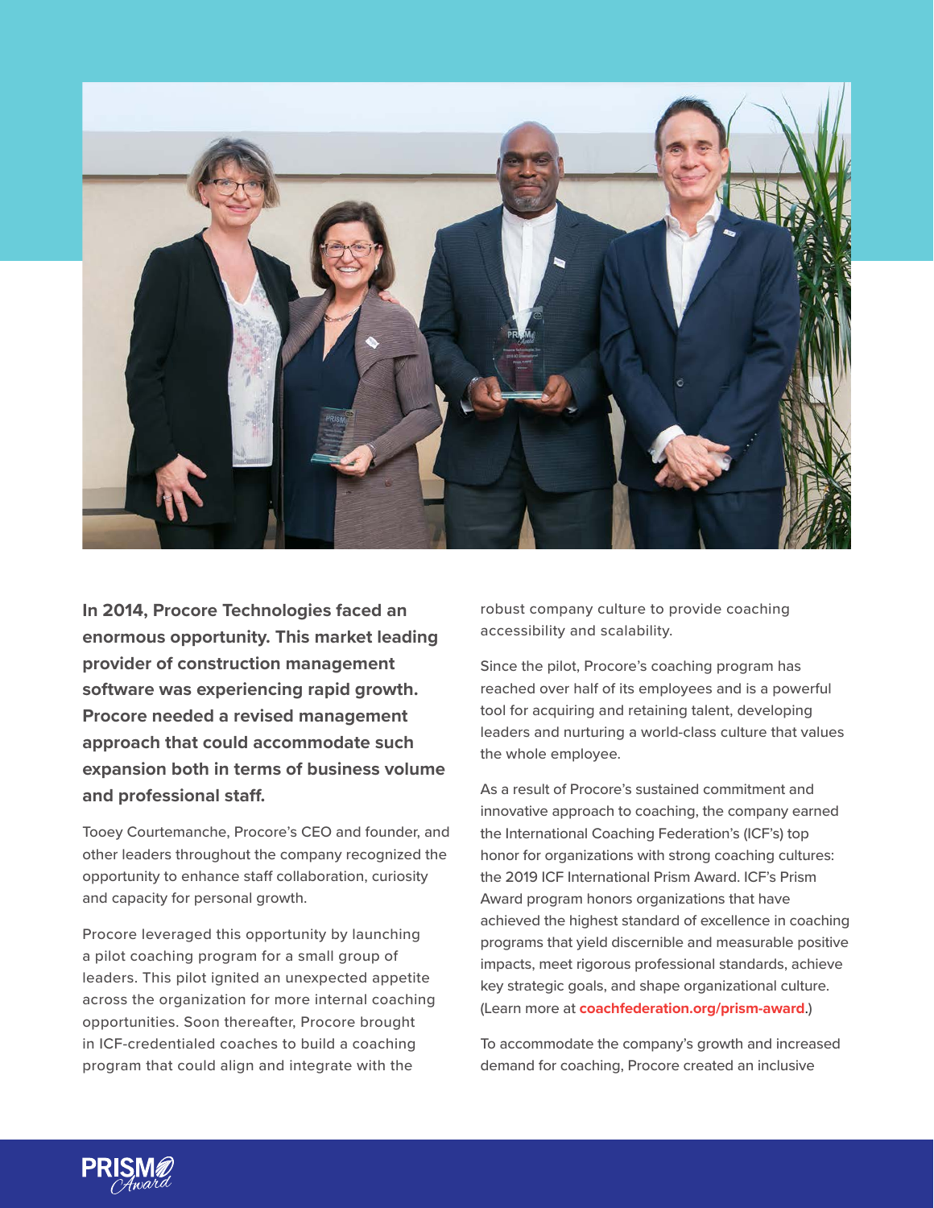**In 2014, Procore Technologies faced an enormous opportunity. This market leading provider of construction management software was experiencing rapid growth. Procore needed a revised management approach that could accommodate such expansion both in terms of business volume and professional staff.**

Tooey Courtemanche, Procore's CEO and founder, and other leaders throughout the company recognized the opportunity to enhance staff collaboration, curiosity and capacity for personal growth.

Procore leveraged this opportunity by launching a pilot coaching program for a small group of leaders. This pilot ignited an unexpected appetite across the organization for more internal coaching opportunities. Soon thereafter, Procore brought in ICF-credentialed coaches to build a coaching program that could align and integrate with the robust company culture to provide coaching accessibility and scalability.

Since the pilot, Procore's coaching program has reached over half of its employees and is a powerful tool for acquiring and retaining talent, developing leaders and nurturing a world-class culture that values the whole employee.

As a result of Procore's sustained commitment and innovative approach to coaching, the company earned the International Coaching Federation's (ICF's) top honor for organizations with strong coaching cultures: the 2019 ICF International Prism Award. ICF's Prism Award program honors organizations that have achieved the highest standard of excellence in coaching programs that yield discernible and measurable positive impacts, meet rigorous professional standards, achieve key strategic goals, and shape organizational culture. (Learn more at **coachfederation.org/prism-award**.)

To accommodate the company's growth and increased demand for coaching, Procore created an inclusive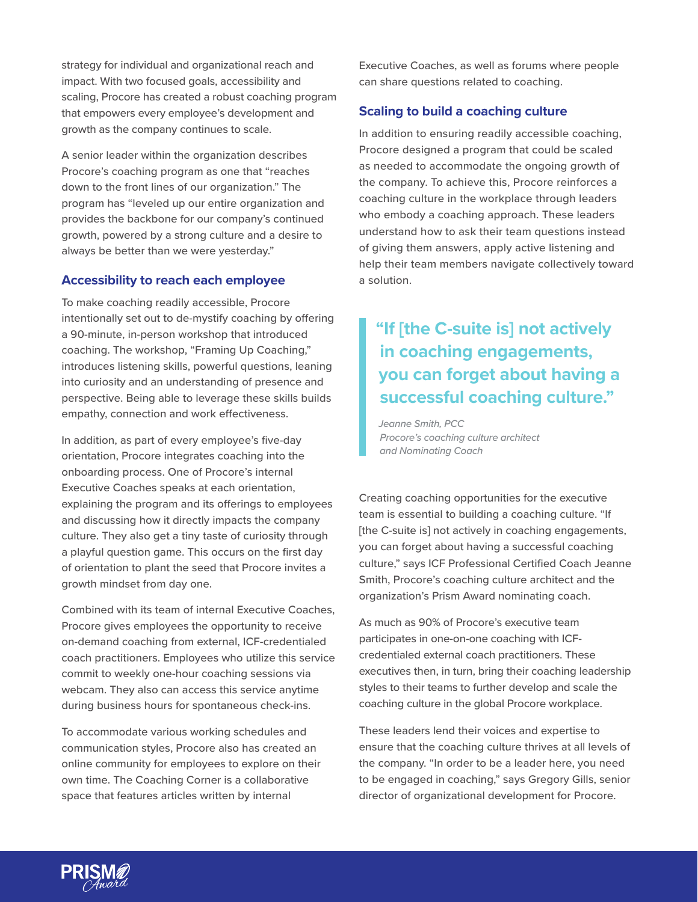strategy for individual and organizational reach and impact. With two focused goals, accessibility and scaling, Procore has created a robust coaching program that empowers every employee's development and growth as the company continues to scale.

A senior leader within the organization describes Procore's coaching program as one that "reaches down to the front lines of our organization." The program has "leveled up our entire organization and provides the backbone for our company's continued growth, powered by a strong culture and a desire to always be better than we were yesterday."

### Accessibility to reach each employee

To make coaching readily accessible, Procore intentionally set out to de-mystify coaching by offering a 90-minute, in-person workshop that introduced coaching. The workshop, "Framing Up Coaching," introduces listening skills, powerful questions, leaning into curiosity and an understanding of presence and perspective. Being able to leverage these skills builds empathy, connection and work effectiveness.

In addition, as part of every employee's five-day orientation, Procore integrates coaching into the onboarding process. One of Procore's internal Executive Coaches speaks at each orientation, explaining the program and its offerings to employees and discussing how it directly impacts the company culture. They also get a tiny taste of curiosity through a playful question game. This occurs on the first day of orientation to plant the seed that Procore invites a growth mindset from day one.

Combined with its team of internal Executive Coaches, Procore gives employees the opportunity to receive on-demand coaching from external, ICF-credentialed coach practitioners. Employees who utilize this service commit to weekly one-hour coaching sessions via webcam. They also can access this service anytime during business hours for spontaneous check-ins.

To accommodate various working schedules and communication styles, Procore also has created an online community for employees to explore on their own time. The Coaching Corner is a collaborative space that features articles written by internal Executive Coaches, as well as forums where people can share questions related to coaching.

### Scaling to build a coaching culture

In addition to ensuring readily accessible coaching, Procore designed a program that could be scaled as needed to accommodate the ongoing growth of the company. To achieve this, Procore reinforces a coaching culture in the workplace through leaders who embody a coaching approach. These leaders understand how to ask their team questions instead of giving them answers, apply active listening and help their team members navigate collectively toward a solution.

> **"If [the C-suite is] not actively in coaching engagements, you can forget about having a successful coaching culture."**
>
> *Jeanne Smith, PCC*
> *Procore's coaching culture architect and Nominating Coach*

Creating coaching opportunities for the executive team is essential to building a coaching culture. "If [the C-suite is] not actively in coaching engagements, you can forget about having a successful coaching culture," says ICF Professional Certified Coach Jeanne Smith, Procore's coaching culture architect and the organization's Prism Award nominating coach.

As much as 90% of Procore's executive team participates in one-on-one coaching with ICF-credentialed external coach practitioners. These executives then, in turn, bring their coaching leadership styles to their teams to further develop and scale the coaching culture in the global Procore workplace.

These leaders lend their voices and expertise to ensure that the coaching culture thrives at all levels of the company. "In order to be a leader here, you need to be engaged in coaching," says Gregory Gills, senior director of organizational development for Procore.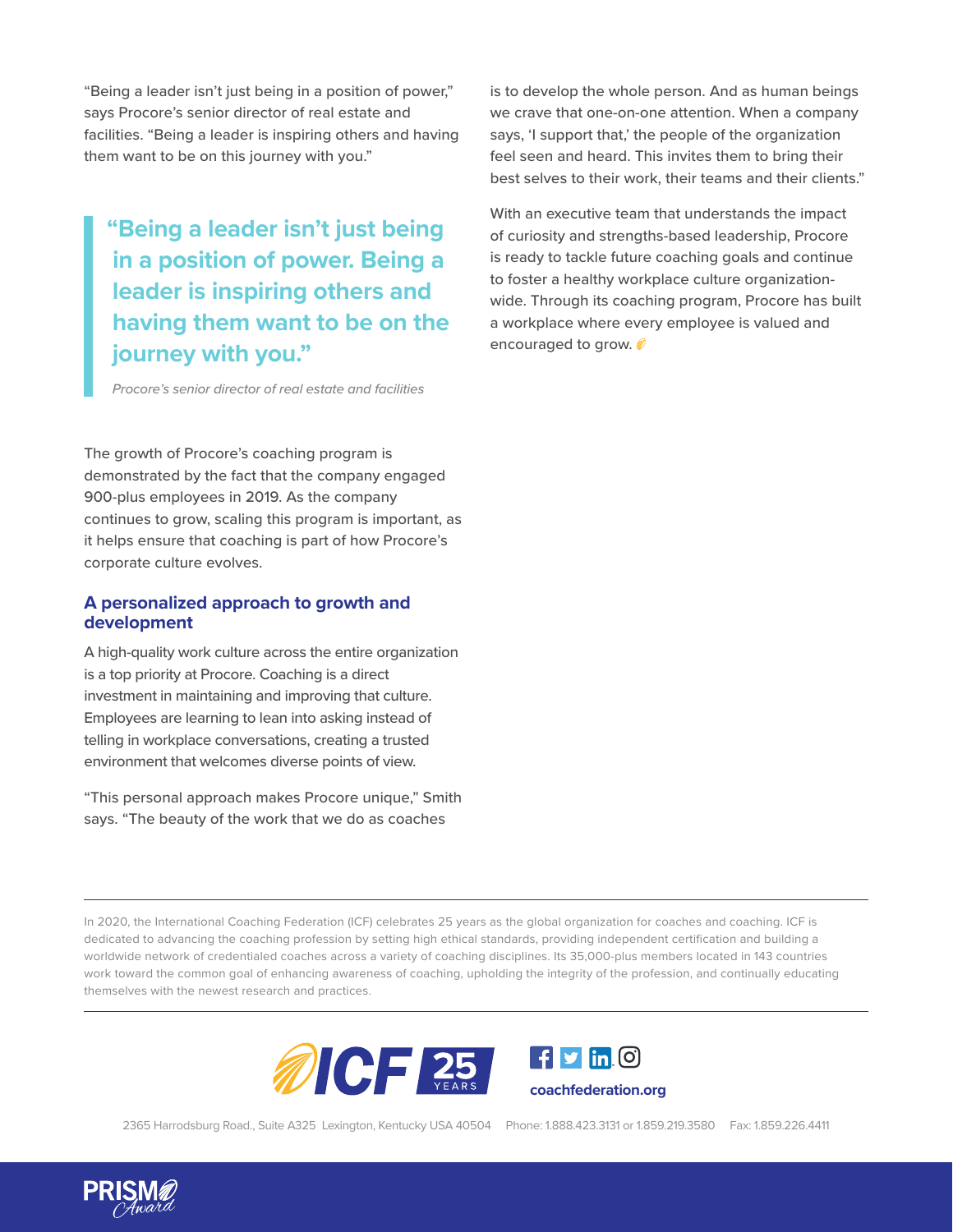"Being a leader isn't just being in a position of power," says Procore's senior director of real estate and facilities. "Being a leader is inspiring others and having them want to be on this journey with you."

> **"Being a leader isn't just being in a position of power. Being a leader is inspiring others and having them want to be on the journey with you."**
>
> *Procore's senior director of real estate and facilities*

The growth of Procore's coaching program is demonstrated by the fact that the company engaged 900-plus employees in 2019. As the company continues to grow, scaling this program is important, as it helps ensure that coaching is part of how Procore's corporate culture evolves.

## A personalized approach to growth and development

A high-quality work culture across the entire organization is a top priority at Procore. Coaching is a direct investment in maintaining and improving that culture. Employees are learning to lean into asking instead of telling in workplace conversations, creating a trusted environment that welcomes diverse points of view.

"This personal approach makes Procore unique," Smith says. "The beauty of the work that we do as coaches is to develop the whole person. And as human beings we crave that one-on-one attention. When a company says, 'I support that,' the people of the organization feel seen and heard. This invites them to bring their best selves to their work, their teams and their clients."

With an executive team that understands the impact of curiosity and strengths-based leadership, Procore is ready to tackle future coaching goals and continue to foster a healthy workplace culture organization-wide. Through its coaching program, Procore has built a workplace where every employee is valued and encouraged to grow.

---

In 2020, the International Coaching Federation (ICF) celebrates 25 years as the global organization for coaches and coaching. ICF is dedicated to advancing the coaching profession by setting high ethical standards, providing independent certification and building a worldwide network of credentialed coaches across a variety of coaching disciplines. Its 35,000-plus members located in 143 countries work toward the common goal of enhancing awareness of coaching, upholding the integrity of the profession, and continually educating themselves with the newest research and practices.

---

ICF 25 YEARS

coachfederation.org

2365 Harrodsburg Road., Suite A325 Lexington, Kentucky USA 40504 Phone: 1.888.423.3131 or 1.859.219.3580 Fax: 1.859.226.4411

PRISM Award